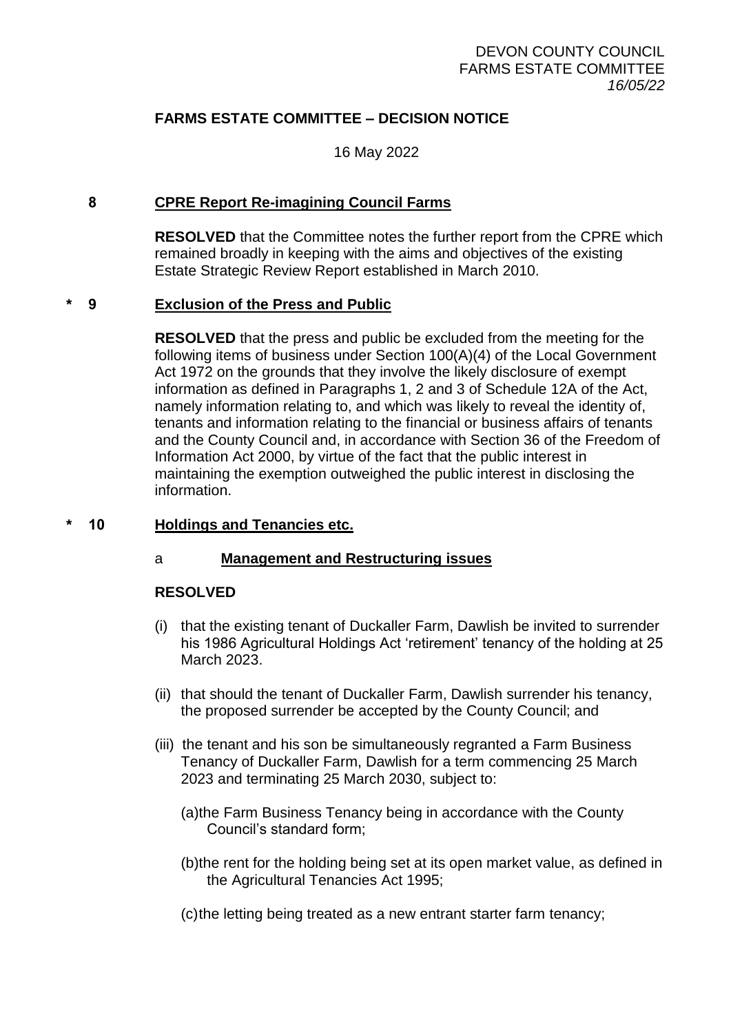# FARMS ESTATE COMMITTEE – DECISION NOTICE

16 May 2022

## 8 CPRE Report Re-imagining Council Farms

**RESOLVED** that the Committee notes the further report from the CPRE which remained broadly in keeping with the aims and objectives of the existing Estate Strategic Review Report established in March 2010.

## * 9 Exclusion of the Press and Public

**RESOLVED** that the press and public be excluded from the meeting for the following items of business under Section 100(A)(4) of the Local Government Act 1972 on the grounds that they involve the likely disclosure of exempt information as defined in Paragraphs 1, 2 and 3 of Schedule 12A of the Act, namely information relating to, and which was likely to reveal the identity of, tenants and information relating to the financial or business affairs of tenants and the County Council and, in accordance with Section 36 of the Freedom of Information Act 2000, by virtue of the fact that the public interest in maintaining the exemption outweighed the public interest in disclosing the information.

## * 10 Holdings and Tenancies etc.

### a Management and Restructuring issues

**RESOLVED**

(i) that the existing tenant of Duckaller Farm, Dawlish be invited to surrender his 1986 Agricultural Holdings Act 'retirement' tenancy of the holding at 25 March 2023.

(ii) that should the tenant of Duckaller Farm, Dawlish surrender his tenancy, the proposed surrender be accepted by the County Council; and

(iii) the tenant and his son be simultaneously regranted a Farm Business Tenancy of Duckaller Farm, Dawlish for a term commencing 25 March 2023 and terminating 25 March 2030, subject to:

(a) the Farm Business Tenancy being in accordance with the County Council's standard form;

(b) the rent for the holding being set at its open market value, as defined in the Agricultural Tenancies Act 1995;

(c) the letting being treated as a new entrant starter farm tenancy;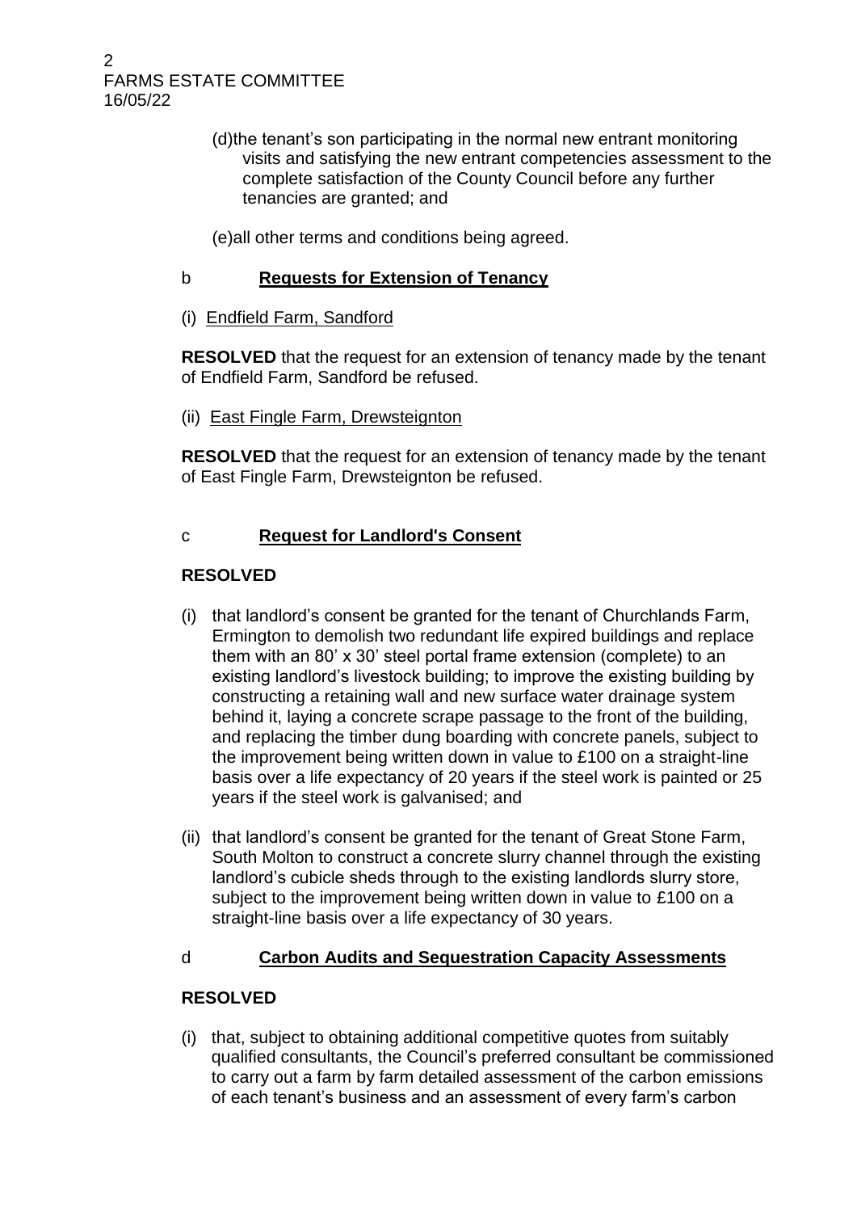(d) the tenant's son participating in the normal new entrant monitoring visits and satisfying the new entrant competencies assessment to the complete satisfaction of the County Council before any further tenancies are granted; and

(e) all other terms and conditions being agreed.

b **Requests for Extension of Tenancy**

(i) Endfield Farm, Sandford

**RESOLVED** that the request for an extension of tenancy made by the tenant of Endfield Farm, Sandford be refused.

(ii) East Fingle Farm, Drewsteignton

**RESOLVED** that the request for an extension of tenancy made by the tenant of East Fingle Farm, Drewsteignton be refused.

c **Request for Landlord's Consent**

**RESOLVED**

(i) that landlord's consent be granted for the tenant of Churchlands Farm, Ermington to demolish two redundant life expired buildings and replace them with an 80' x 30' steel portal frame extension (complete) to an existing landlord's livestock building; to improve the existing building by constructing a retaining wall and new surface water drainage system behind it, laying a concrete scrape passage to the front of the building, and replacing the timber dung boarding with concrete panels, subject to the improvement being written down in value to £100 on a straight-line basis over a life expectancy of 20 years if the steel work is painted or 25 years if the steel work is galvanised; and

(ii) that landlord's consent be granted for the tenant of Great Stone Farm, South Molton to construct a concrete slurry channel through the existing landlord's cubicle sheds through to the existing landlords slurry store, subject to the improvement being written down in value to £100 on a straight-line basis over a life expectancy of 30 years.

d **Carbon Audits and Sequestration Capacity Assessments**

**RESOLVED**

(i) that, subject to obtaining additional competitive quotes from suitably qualified consultants, the Council's preferred consultant be commissioned to carry out a farm by farm detailed assessment of the carbon emissions of each tenant's business and an assessment of every farm's carbon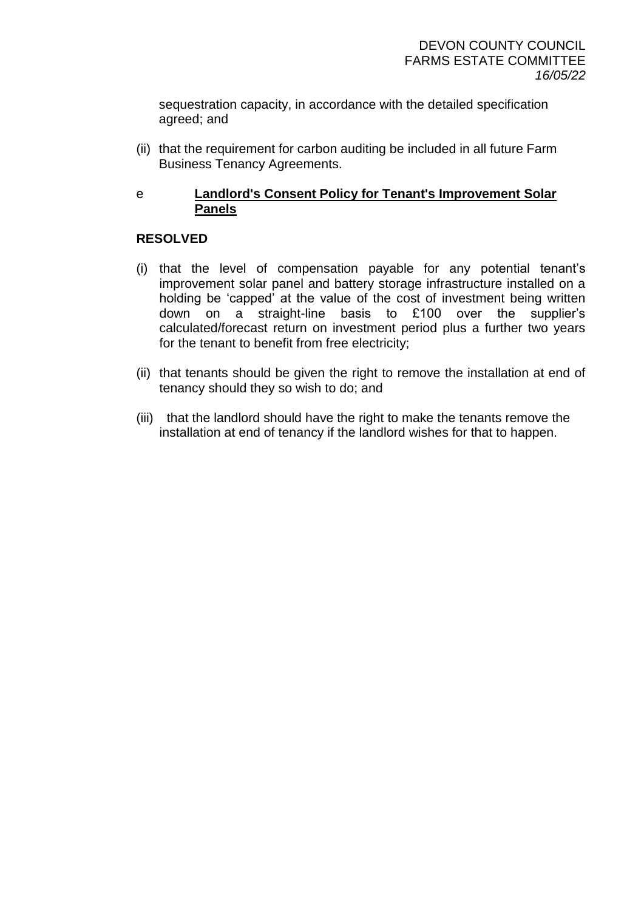sequestration capacity, in accordance with the detailed specification agreed; and

(ii) that the requirement for carbon auditing be included in all future Farm Business Tenancy Agreements.

e **Landlord's Consent Policy for Tenant's Improvement Solar Panels**

**RESOLVED**

(i) that the level of compensation payable for any potential tenant's improvement solar panel and battery storage infrastructure installed on a holding be 'capped' at the value of the cost of investment being written down on a straight-line basis to £100 over the supplier's calculated/forecast return on investment period plus a further two years for the tenant to benefit from free electricity;

(ii) that tenants should be given the right to remove the installation at end of tenancy should they so wish to do; and

(iii) that the landlord should have the right to make the tenants remove the installation at end of tenancy if the landlord wishes for that to happen.